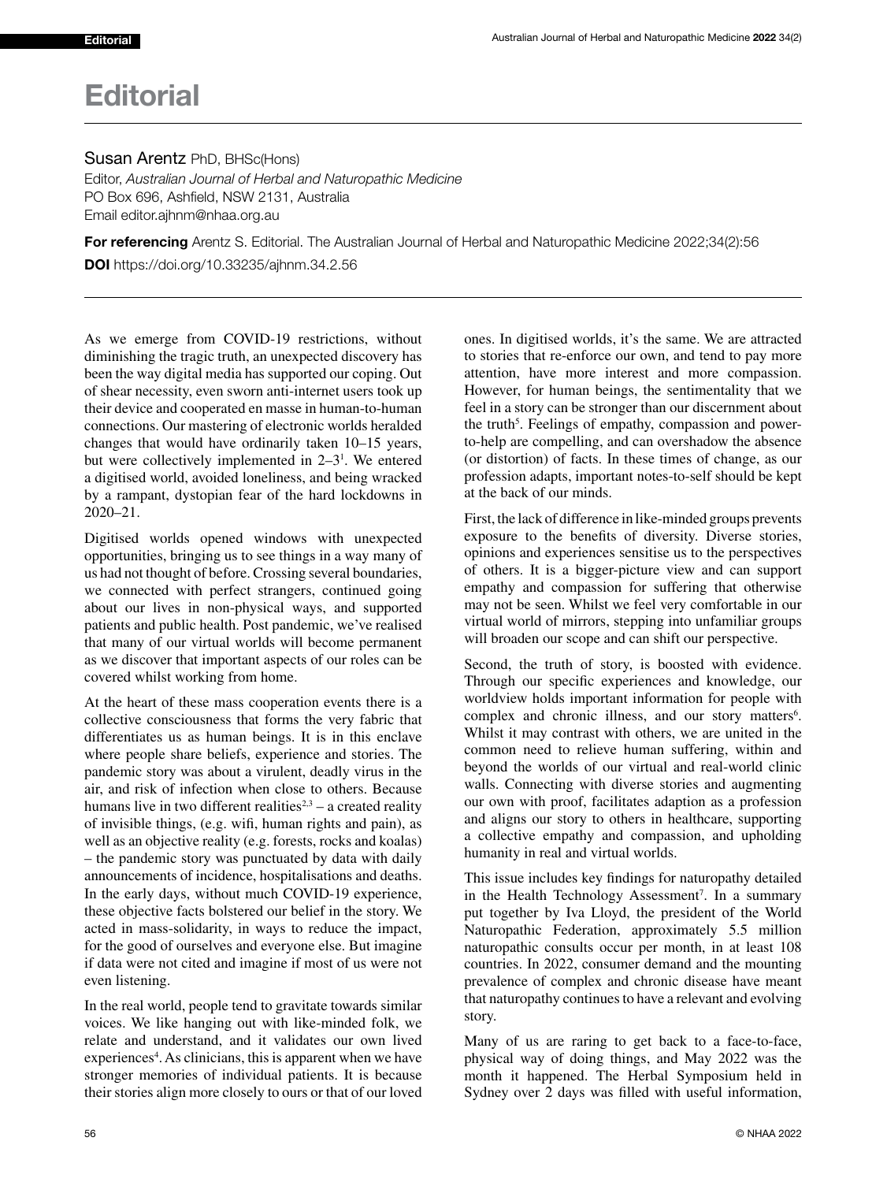# Editorial

Susan Arentz PhD, BHSc(Hons)
Editor, *Australian Journal of Herbal and Naturopathic Medicine*
PO Box 696, Ashfield, NSW 2131, Australia
Email editor.ajhnm@nhaa.org.au

**For referencing** Arentz S. Editorial. The Australian Journal of Herbal and Naturopathic Medicine 2022;34(2):56

**DOI** https://doi.org/10.33235/ajhnm.34.2.56

As we emerge from COVID-19 restrictions, without diminishing the tragic truth, an unexpected discovery has been the way digital media has supported our coping. Out of shear necessity, even sworn anti-internet users took up their device and cooperated en masse in human-to-human connections. Our mastering of electronic worlds heralded changes that would have ordinarily taken 10–15 years, but were collectively implemented in 2–3[1]. We entered a digitised world, avoided loneliness, and being wracked by a rampant, dystopian fear of the hard lockdowns in 2020–21.

Digitised worlds opened windows with unexpected opportunities, bringing us to see things in a way many of us had not thought of before. Crossing several boundaries, we connected with perfect strangers, continued going about our lives in non-physical ways, and supported patients and public health. Post pandemic, we've realised that many of our virtual worlds will become permanent as we discover that important aspects of our roles can be covered whilst working from home.

At the heart of these mass cooperation events there is a collective consciousness that forms the very fabric that differentiates us as human beings. It is in this enclave where people share beliefs, experience and stories. The pandemic story was about a virulent, deadly virus in the air, and risk of infection when close to others. Because humans live in two different realities[2,3] – a created reality of invisible things, (e.g. wifi, human rights and pain), as well as an objective reality (e.g. forests, rocks and koalas) – the pandemic story was punctuated by data with daily announcements of incidence, hospitalisations and deaths. In the early days, without much COVID-19 experience, these objective facts bolstered our belief in the story. We acted in mass-solidarity, in ways to reduce the impact, for the good of ourselves and everyone else. But imagine if data were not cited and imagine if most of us were not even listening.

In the real world, people tend to gravitate towards similar voices. We like hanging out with like-minded folk, we relate and understand, and it validates our own lived experiences[4]. As clinicians, this is apparent when we have stronger memories of individual patients. It is because their stories align more closely to ours or that of our loved ones. In digitised worlds, it's the same. We are attracted to stories that re-enforce our own, and tend to pay more attention, have more interest and more compassion. However, for human beings, the sentimentality that we feel in a story can be stronger than our discernment about the truth[5]. Feelings of empathy, compassion and power-to-help are compelling, and can overshadow the absence (or distortion) of facts. In these times of change, as our profession adapts, important notes-to-self should be kept at the back of our minds.

First, the lack of difference in like-minded groups prevents exposure to the benefits of diversity. Diverse stories, opinions and experiences sensitise us to the perspectives of others. It is a bigger-picture view and can support empathy and compassion for suffering that otherwise may not be seen. Whilst we feel very comfortable in our virtual world of mirrors, stepping into unfamiliar groups will broaden our scope and can shift our perspective.

Second, the truth of story, is boosted with evidence. Through our specific experiences and knowledge, our worldview holds important information for people with complex and chronic illness, and our story matters[6]. Whilst it may contrast with others, we are united in the common need to relieve human suffering, within and beyond the worlds of our virtual and real-world clinic walls. Connecting with diverse stories and augmenting our own with proof, facilitates adaption as a profession and aligns our story to others in healthcare, supporting a collective empathy and compassion, and upholding humanity in real and virtual worlds.

This issue includes key findings for naturopathy detailed in the Health Technology Assessment[7]. In a summary put together by Iva Lloyd, the president of the World Naturopathic Federation, approximately 5.5 million naturopathic consults occur per month, in at least 108 countries. In 2022, consumer demand and the mounting prevalence of complex and chronic disease have meant that naturopathy continues to have a relevant and evolving story.

Many of us are raring to get back to a face-to-face, physical way of doing things, and May 2022 was the month it happened. The Herbal Symposium held in Sydney over 2 days was filled with useful information,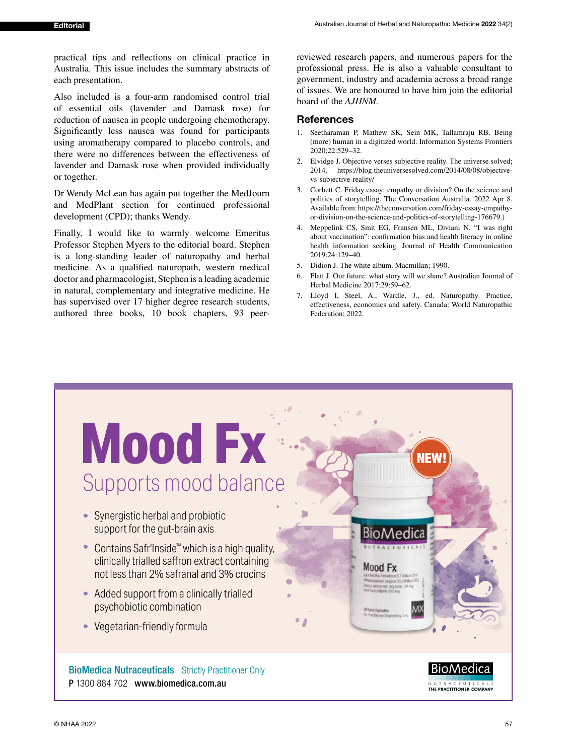practical tips and reflections on clinical practice in Australia. This issue includes the summary abstracts of each presentation.

Also included is a four-arm randomised control trial of essential oils (lavender and Damask rose) for reduction of nausea in people undergoing chemotherapy. Significantly less nausea was found for participants using aromatherapy compared to placebo controls, and there were no differences between the effectiveness of lavender and Damask rose when provided individually or together.

Dr Wendy McLean has again put together the MedJourn and MedPlant section for continued professional development (CPD); thanks Wendy.

Finally, I would like to warmly welcome Emeritus Professor Stephen Myers to the editorial board. Stephen is a long-standing leader of naturopathy and herbal medicine. As a qualified naturopath, western medical doctor and pharmacologist, Stephen is a leading academic in natural, complementary and integrative medicine. He has supervised over 17 higher degree research students, authored three books, 10 book chapters, 93 peer-reviewed research papers, and numerous papers for the professional press. He is also a valuable consultant to government, industry and academia across a broad range of issues. We are honoured to have him join the editorial board of the *AJHNM*.

## References

1. Seetharaman P, Mathew SK, Sein MK, Tallamraju RB. Being (more) human in a digitized world. Information Systems Frontiers 2020;22:529–32.
2. Elvidge J. Objective verses subjective reality. The universe solved; 2014. https://blog.theuniversesolved.com/2014/08/08/objective-vs-subjective-reality/
3. Corbett C. Friday essay: empathy or division? On the science and politics of storytelling. The Conversation Australia. 2022 Apr 8. Available from: https://theconversation.com/friday-essay-empathy-or-division-on-the-science-and-politics-of-storytelling-176679.)
4. Meppelink CS, Smit EG, Fransen ML, Diviani N. "I was right about vaccination": confirmation bias and health literacy in online health information seeking. Journal of Health Communication 2019;24:129–40.
5. Didion J. The white album. Macmillan; 1990.
6. Flatt J. Our future: what story will we share? Australian Journal of Herbal Medicine 2017;29:59–62.
7. Lloyd I, Steel, A., Wardle, J., ed. Naturopathy. Practice, effectiveness, economics and safety. Canada: World Naturopathic Federation; 2022.

# Mood Fx

Supports mood balance

- Synergistic herbal and probiotic support for the gut-brain axis
- Contains Safr'Inside™ which is a high quality, clinically trialled saffron extract containing not less than 2% safranal and 3% crocins
- Added support from a clinically trialled psychobiotic combination
- Vegetarian-friendly formula

NEW!

**BioMedica Nutraceuticals** Strictly Practitioner Only

**P** 1300 884 702 **www.biomedica.com.au**

BioMedica NUTRACEUTICALS THE PRACTITIONER COMPANY

© NHAA 2022